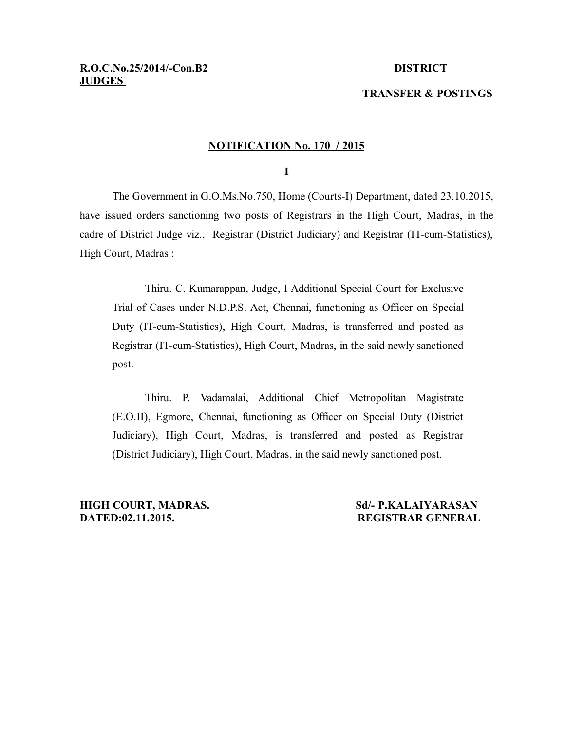**R.O.C.No.25/2014/-Con.B2** **DISTRICT JUDGES**

**TRANSFER & POSTINGS**

**NOTIFICATION No. 170 / 2015**

**I**

The Government in G.O.Ms.No.750, Home (Courts-I) Department, dated 23.10.2015, have issued orders sanctioning two posts of Registrars in the High Court, Madras, in the cadre of District Judge viz., Registrar (District Judiciary) and Registrar (IT-cum-Statistics), High Court, Madras :

> Thiru. C. Kumarappan, Judge, I Additional Special Court for Exclusive Trial of Cases under N.D.P.S. Act, Chennai, functioning as Officer on Special Duty (IT-cum-Statistics), High Court, Madras, is transferred and posted as Registrar (IT-cum-Statistics), High Court, Madras, in the said newly sanctioned post.
>
> Thiru. P. Vadamalai, Additional Chief Metropolitan Magistrate (E.O.II), Egmore, Chennai, functioning as Officer on Special Duty (District Judiciary), High Court, Madras, is transferred and posted as Registrar (District Judiciary), High Court, Madras, in the said newly sanctioned post.

**HIGH COURT, MADRAS.**
**DATED:02.11.2015.**

**Sd/- P.KALAIYARASAN**
**REGISTRAR GENERAL**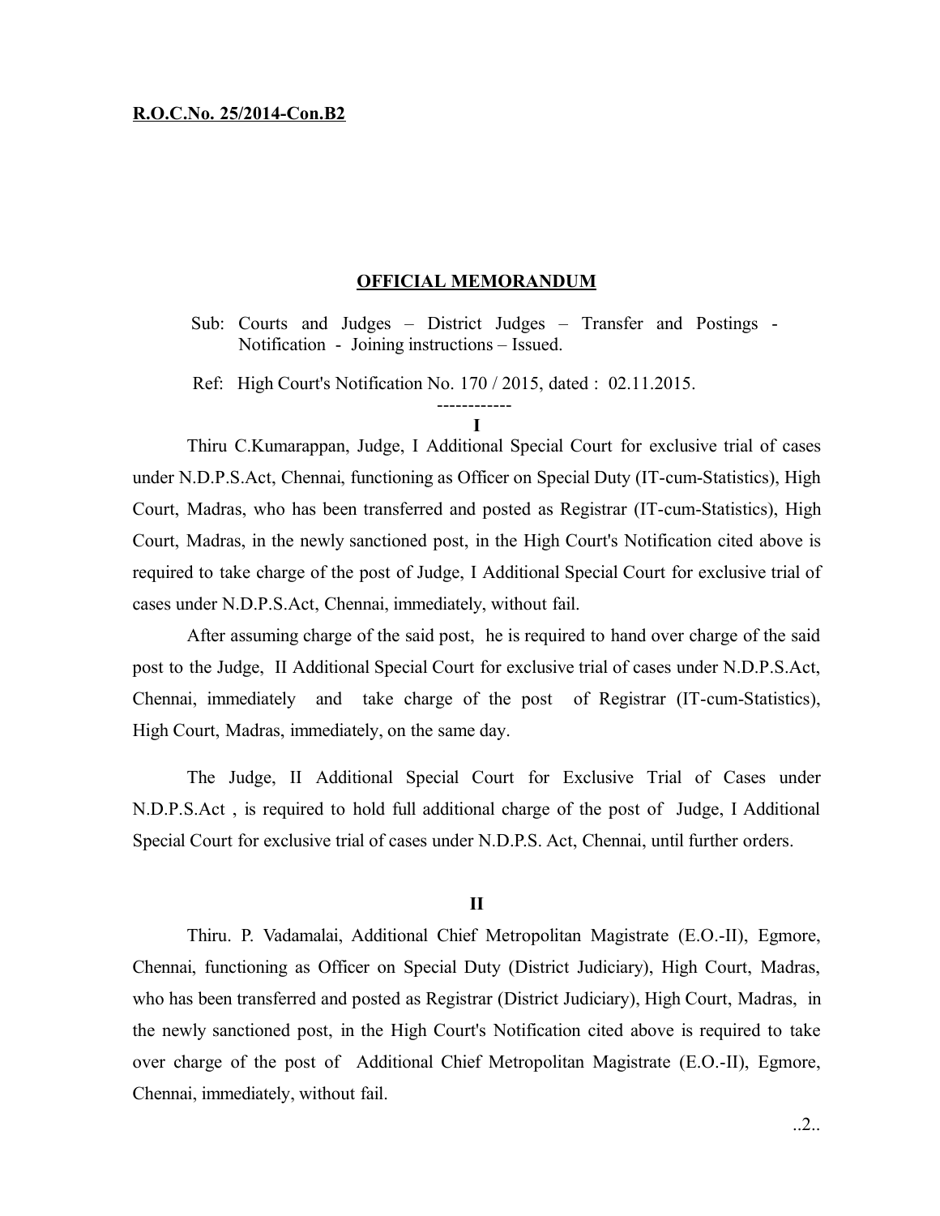**R.O.C.No. 25/2014-Con.B2**

## OFFICIAL MEMORANDUM

Sub: Courts and Judges – District Judges – Transfer and Postings - Notification - Joining instructions – Issued.

Ref: High Court's Notification No. 170 / 2015, dated : 02.11.2015.

------------

**I**

Thiru C.Kumarappan, Judge, I Additional Special Court for exclusive trial of cases under N.D.P.S.Act, Chennai, functioning as Officer on Special Duty (IT-cum-Statistics), High Court, Madras, who has been transferred and posted as Registrar (IT-cum-Statistics), High Court, Madras, in the newly sanctioned post, in the High Court's Notification cited above is required to take charge of the post of Judge, I Additional Special Court for exclusive trial of cases under N.D.P.S.Act, Chennai, immediately, without fail.

After assuming charge of the said post, he is required to hand over charge of the said post to the Judge, II Additional Special Court for exclusive trial of cases under N.D.P.S.Act, Chennai, immediately and take charge of the post of Registrar (IT-cum-Statistics), High Court, Madras, immediately, on the same day.

The Judge, II Additional Special Court for Exclusive Trial of Cases under N.D.P.S.Act , is required to hold full additional charge of the post of Judge, I Additional Special Court for exclusive trial of cases under N.D.P.S. Act, Chennai, until further orders.

**II**

Thiru. P. Vadamalai, Additional Chief Metropolitan Magistrate (E.O.-II), Egmore, Chennai, functioning as Officer on Special Duty (District Judiciary), High Court, Madras, who has been transferred and posted as Registrar (District Judiciary), High Court, Madras, in the newly sanctioned post, in the High Court's Notification cited above is required to take over charge of the post of Additional Chief Metropolitan Magistrate (E.O.-II), Egmore, Chennai, immediately, without fail.

..2..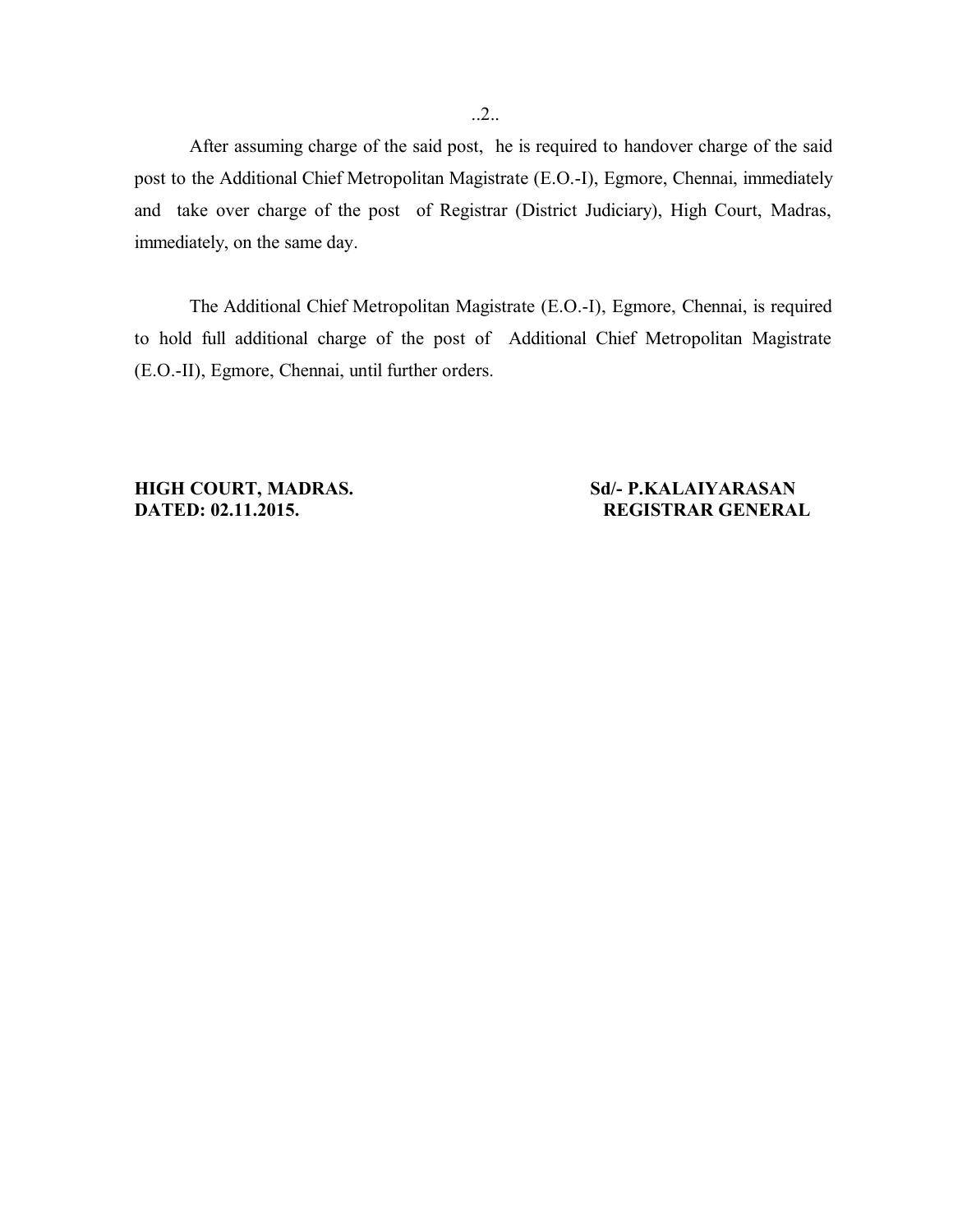After assuming charge of the said post, he is required to handover charge of the said post to the Additional Chief Metropolitan Magistrate (E.O.-I), Egmore, Chennai, immediately and take over charge of the post of Registrar (District Judiciary), High Court, Madras, immediately, on the same day.

The Additional Chief Metropolitan Magistrate (E.O.-I), Egmore, Chennai, is required to hold full additional charge of the post of Additional Chief Metropolitan Magistrate (E.O.-II), Egmore, Chennai, until further orders.

**HIGH COURT, MADRAS.**
**DATED: 02.11.2015.**

**Sd/- P.KALAIYARASAN**
**REGISTRAR GENERAL**